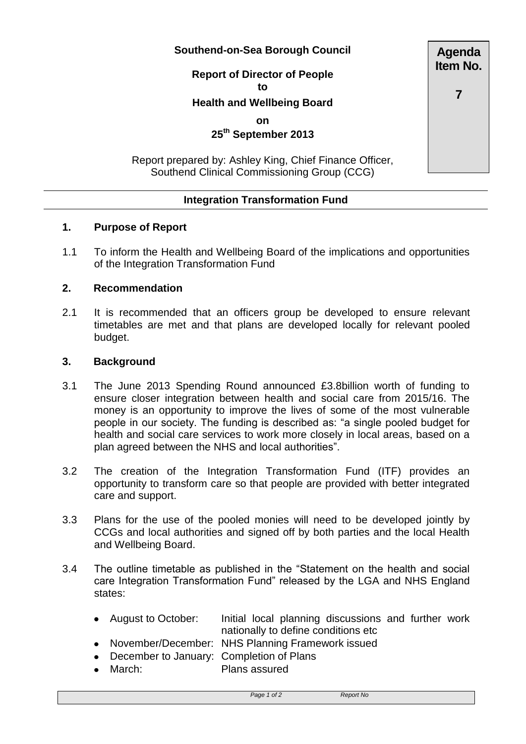**Southend-on-Sea Borough Council**

**Report of Director of People**
**to**
**Health and Wellbeing Board**
**on**
**25th September 2013**

**Agenda Item No.**

**7**

Report prepared by: Ashley King, Chief Finance Officer, Southend Clinical Commissioning Group (CCG)

## Integration Transformation Fund

### 1. Purpose of Report

1.1 To inform the Health and Wellbeing Board of the implications and opportunities of the Integration Transformation Fund

### 2. Recommendation

2.1 It is recommended that an officers group be developed to ensure relevant timetables are met and that plans are developed locally for relevant pooled budget.

### 3. Background

3.1 The June 2013 Spending Round announced £3.8billion worth of funding to ensure closer integration between health and social care from 2015/16. The money is an opportunity to improve the lives of some of the most vulnerable people in our society. The funding is described as: "a single pooled budget for health and social care services to work more closely in local areas, based on a plan agreed between the NHS and local authorities".

3.2 The creation of the Integration Transformation Fund (ITF) provides an opportunity to transform care so that people are provided with better integrated care and support.

3.3 Plans for the use of the pooled monies will need to be developed jointly by CCGs and local authorities and signed off by both parties and the local Health and Wellbeing Board.

3.4 The outline timetable as published in the "Statement on the health and social care Integration Transformation Fund" released by the LGA and NHS England states:

- August to October: Initial local planning discussions and further work nationally to define conditions etc
- November/December: NHS Planning Framework issued
- December to January: Completion of Plans
- March: Plans assured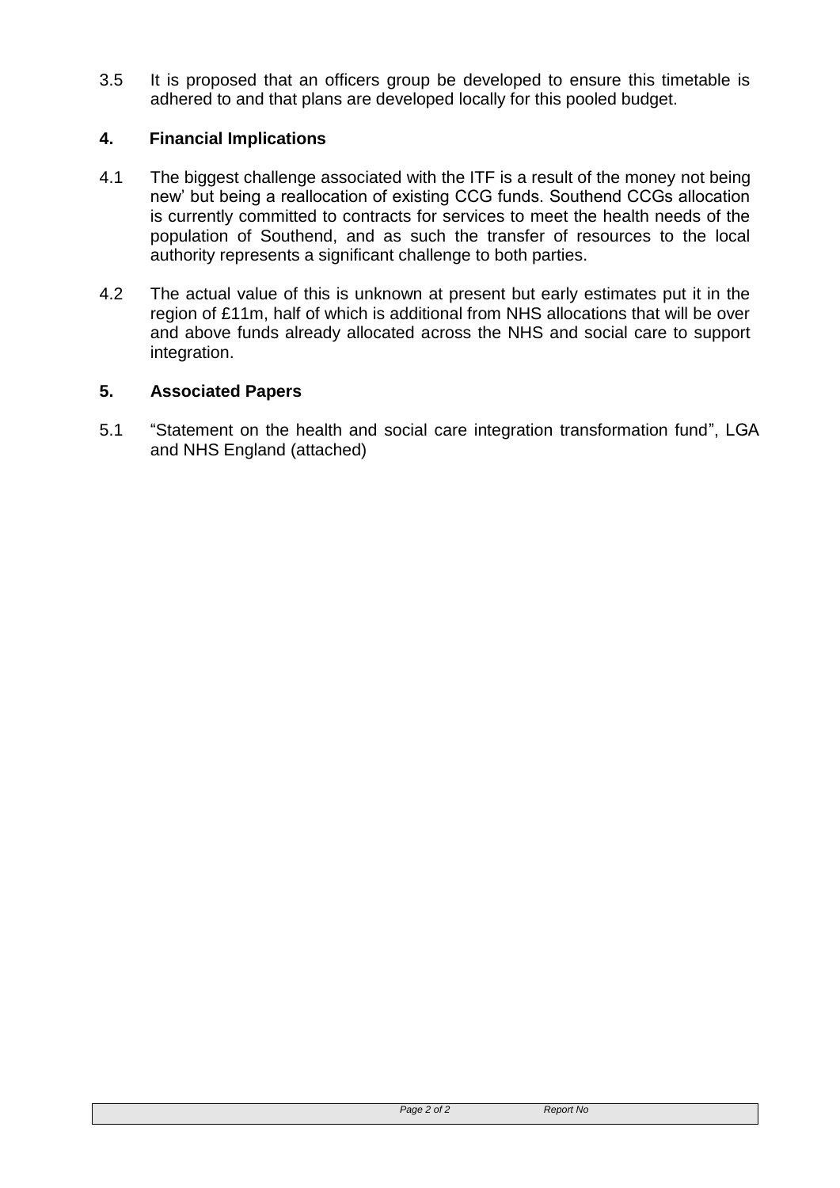3.5 It is proposed that an officers group be developed to ensure this timetable is adhered to and that plans are developed locally for this pooled budget.

## 4. Financial Implications

4.1 The biggest challenge associated with the ITF is a result of the money not being new' but being a reallocation of existing CCG funds. Southend CCGs allocation is currently committed to contracts for services to meet the health needs of the population of Southend, and as such the transfer of resources to the local authority represents a significant challenge to both parties.

4.2 The actual value of this is unknown at present but early estimates put it in the region of £11m, half of which is additional from NHS allocations that will be over and above funds already allocated across the NHS and social care to support integration.

## 5. Associated Papers

5.1 "Statement on the health and social care integration transformation fund", LGA and NHS England (attached)